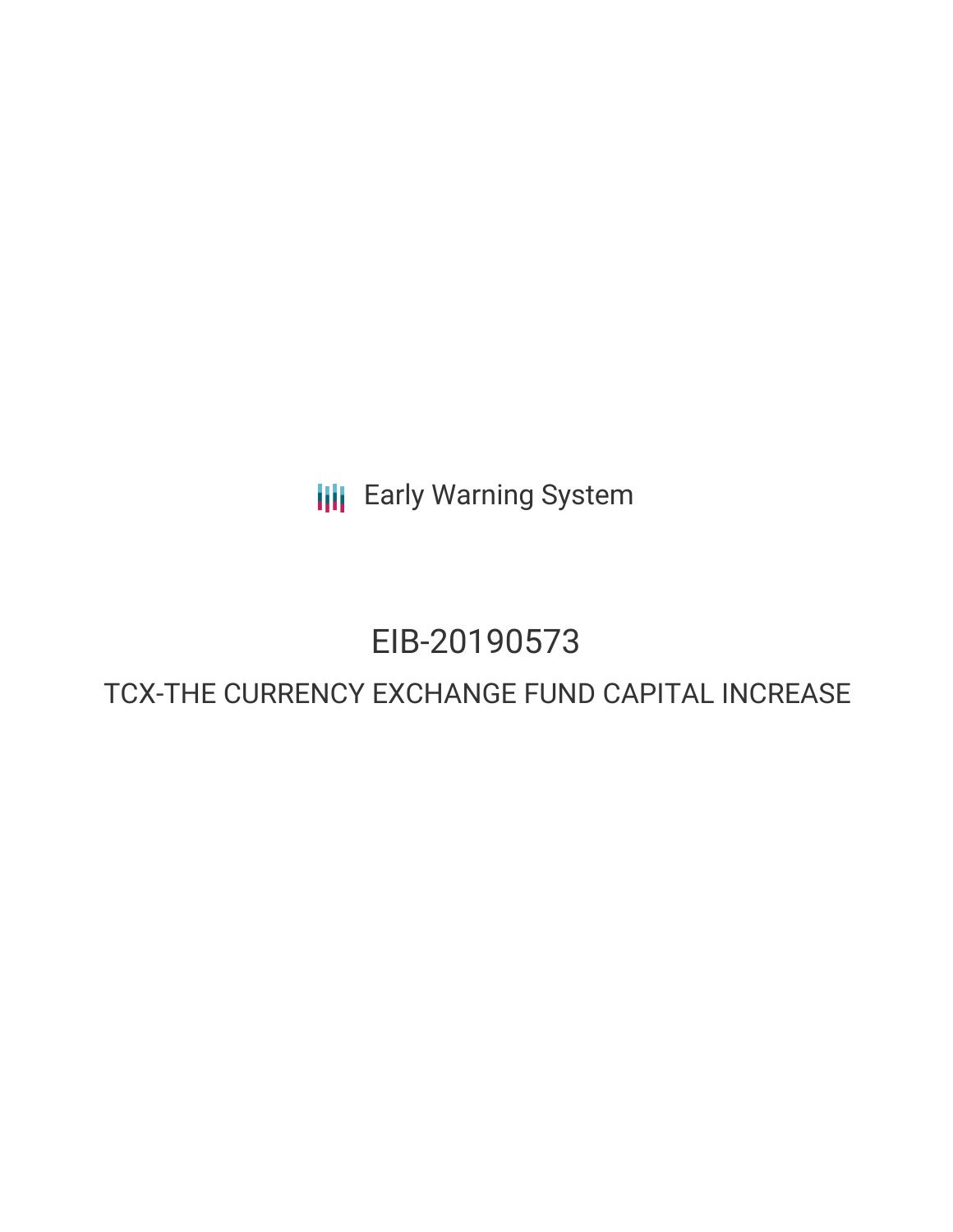Early Warning System

# EIB-20190573

## TCX-THE CURRENCY EXCHANGE FUND CAPITAL INCREASE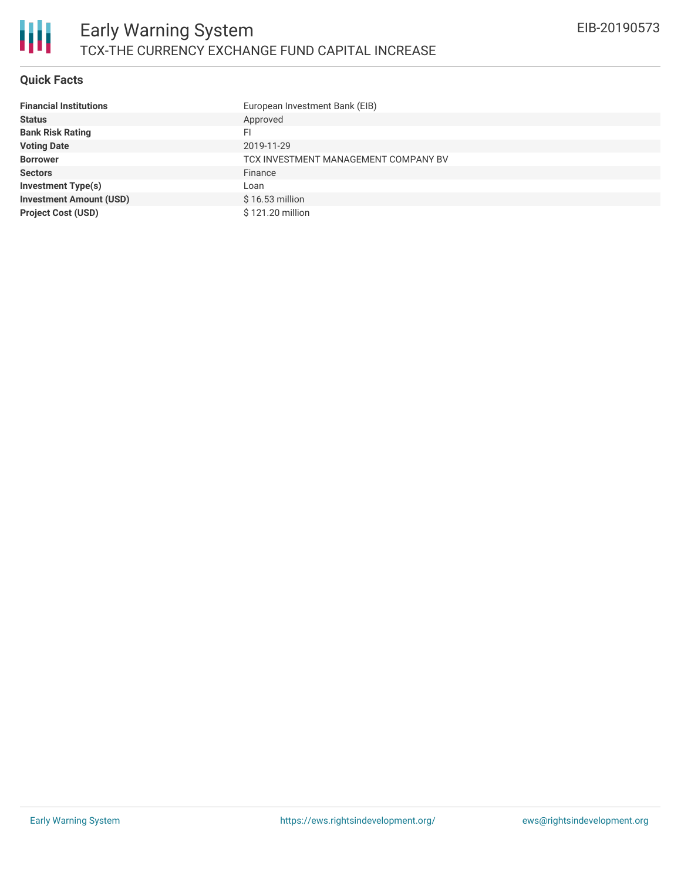# Early Warning System

## TCX-THE CURRENCY EXCHANGE FUND CAPITAL INCREASE

EIB-20190573

### Quick Facts

| | |
|---|---|
| **Financial Institutions** | European Investment Bank (EIB) |
| **Status** | Approved |
| **Bank Risk Rating** | FI |
| **Voting Date** | 2019-11-29 |
| **Borrower** | TCX INVESTMENT MANAGEMENT COMPANY BV |
| **Sectors** | Finance |
| **Investment Type(s)** | Loan |
| **Investment Amount (USD)** | $ 16.53 million |
| **Project Cost (USD)** | $ 121.20 million |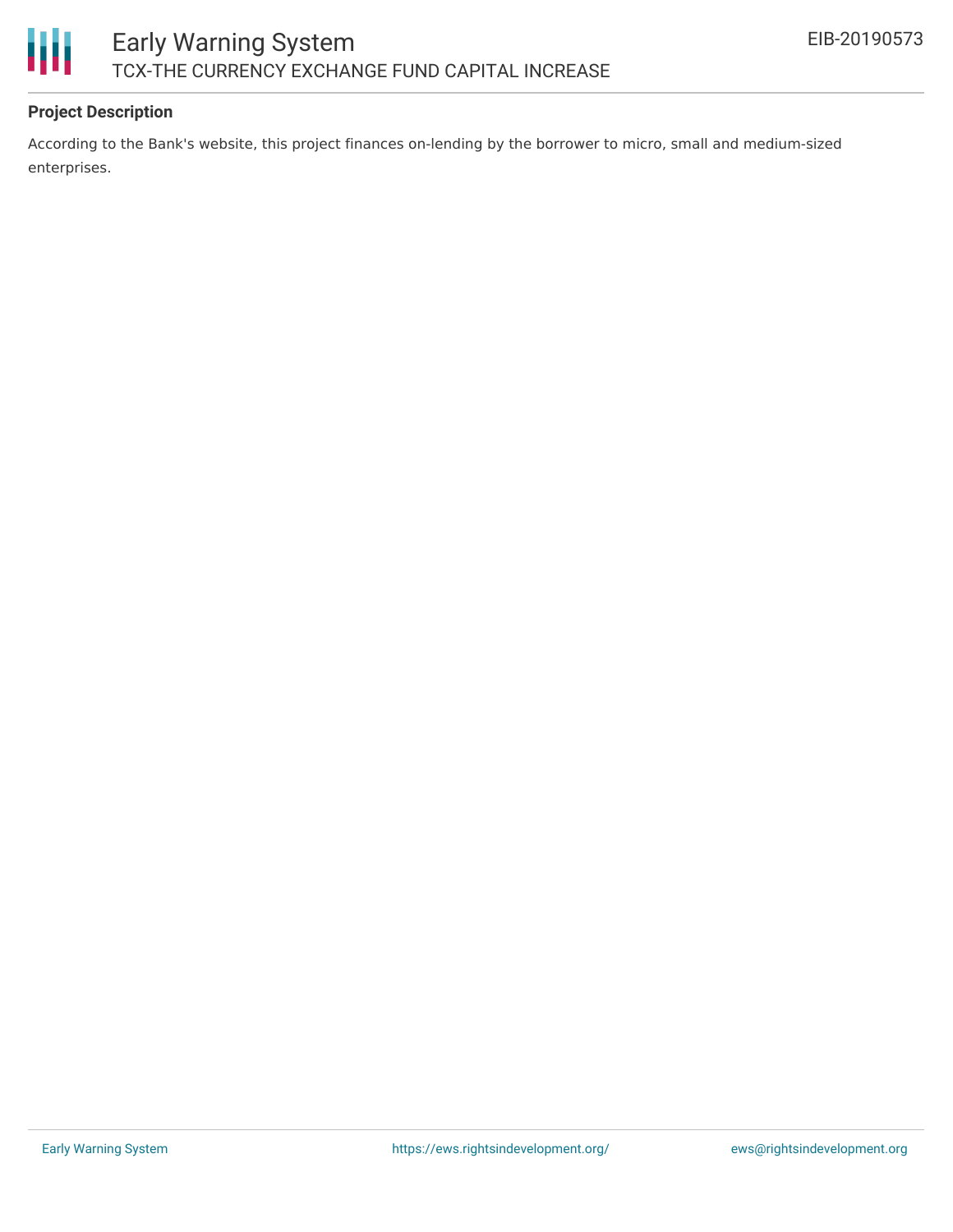**Project Description**

According to the Bank's website, this project finances on-lending by the borrower to micro, small and medium-sized enterprises.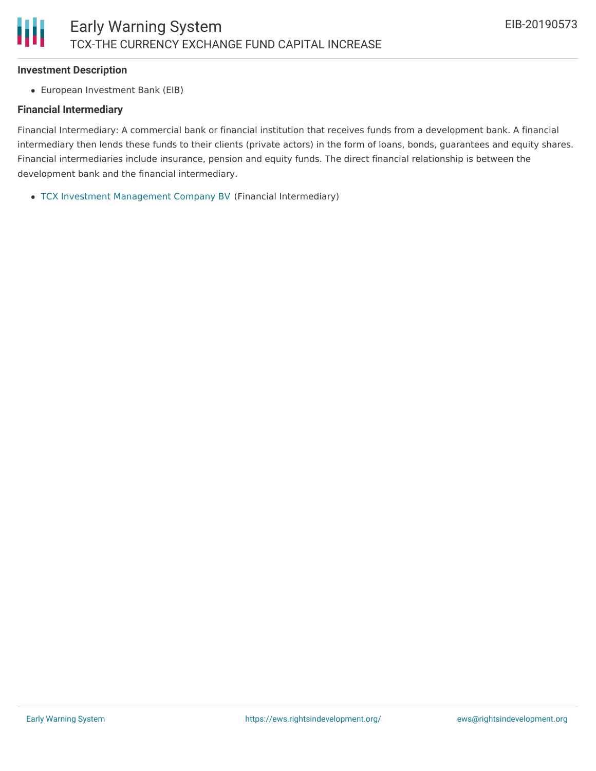**Investment Description**

- European Investment Bank (EIB)

**Financial Intermediary**

Financial Intermediary: A commercial bank or financial institution that receives funds from a development bank. A financial intermediary then lends these funds to their clients (private actors) in the form of loans, bonds, guarantees and equity shares. Financial intermediaries include insurance, pension and equity funds. The direct financial relationship is between the development bank and the financial intermediary.

- TCX Investment Management Company BV (Financial Intermediary)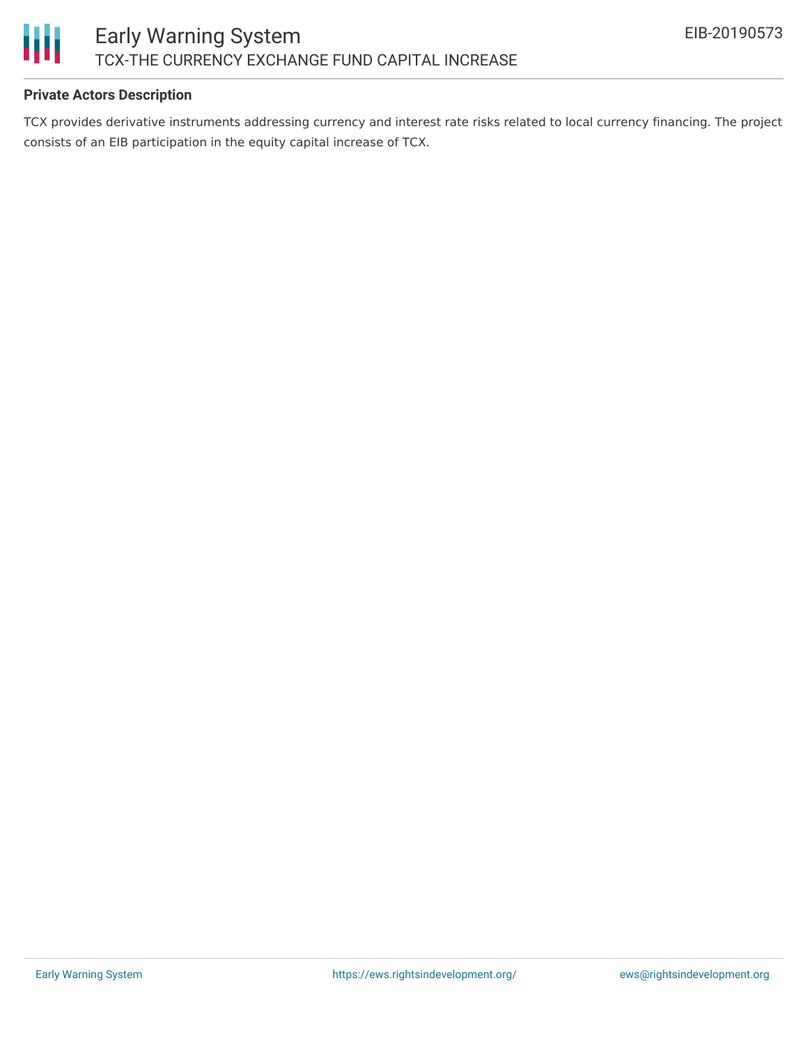**Private Actors Description**

TCX provides derivative instruments addressing currency and interest rate risks related to local currency financing. The project consists of an EIB participation in the equity capital increase of TCX.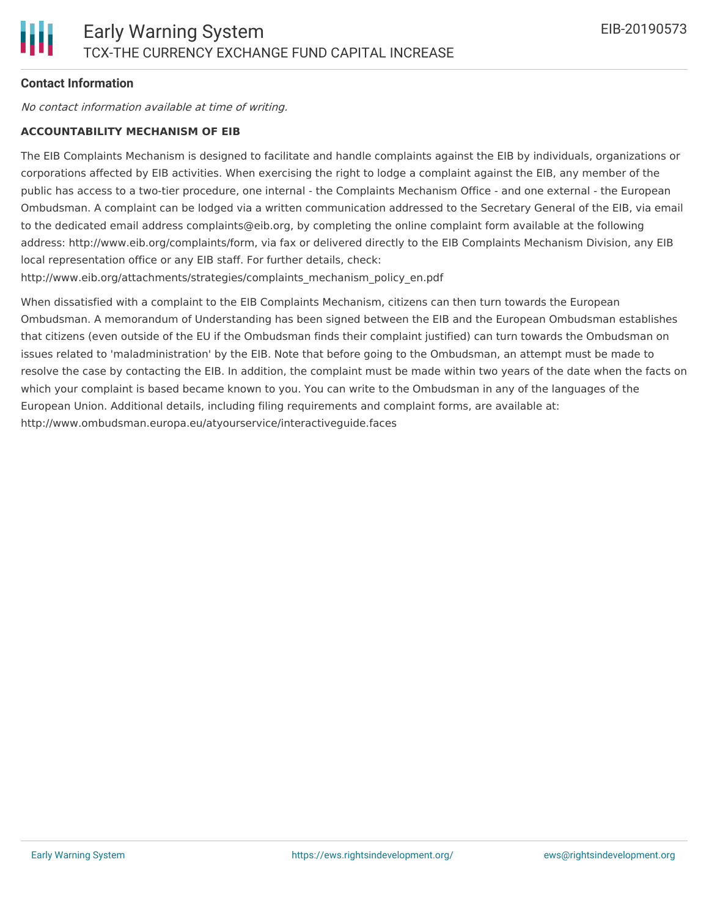### Contact Information

*No contact information available at time of writing.*

**ACCOUNTABILITY MECHANISM OF EIB**

The EIB Complaints Mechanism is designed to facilitate and handle complaints against the EIB by individuals, organizations or corporations affected by EIB activities. When exercising the right to lodge a complaint against the EIB, any member of the public has access to a two-tier procedure, one internal - the Complaints Mechanism Office - and one external - the European Ombudsman. A complaint can be lodged via a written communication addressed to the Secretary General of the EIB, via email to the dedicated email address complaints@eib.org, by completing the online complaint form available at the following address: http://www.eib.org/complaints/form, via fax or delivered directly to the EIB Complaints Mechanism Division, any EIB local representation office or any EIB staff. For further details, check: http://www.eib.org/attachments/strategies/complaints_mechanism_policy_en.pdf

When dissatisfied with a complaint to the EIB Complaints Mechanism, citizens can then turn towards the European Ombudsman. A memorandum of Understanding has been signed between the EIB and the European Ombudsman establishes that citizens (even outside of the EU if the Ombudsman finds their complaint justified) can turn towards the Ombudsman on issues related to 'maladministration' by the EIB. Note that before going to the Ombudsman, an attempt must be made to resolve the case by contacting the EIB. In addition, the complaint must be made within two years of the date when the facts on which your complaint is based became known to you. You can write to the Ombudsman in any of the languages of the European Union. Additional details, including filing requirements and complaint forms, are available at: http://www.ombudsman.europa.eu/atyourservice/interactiveguide.faces